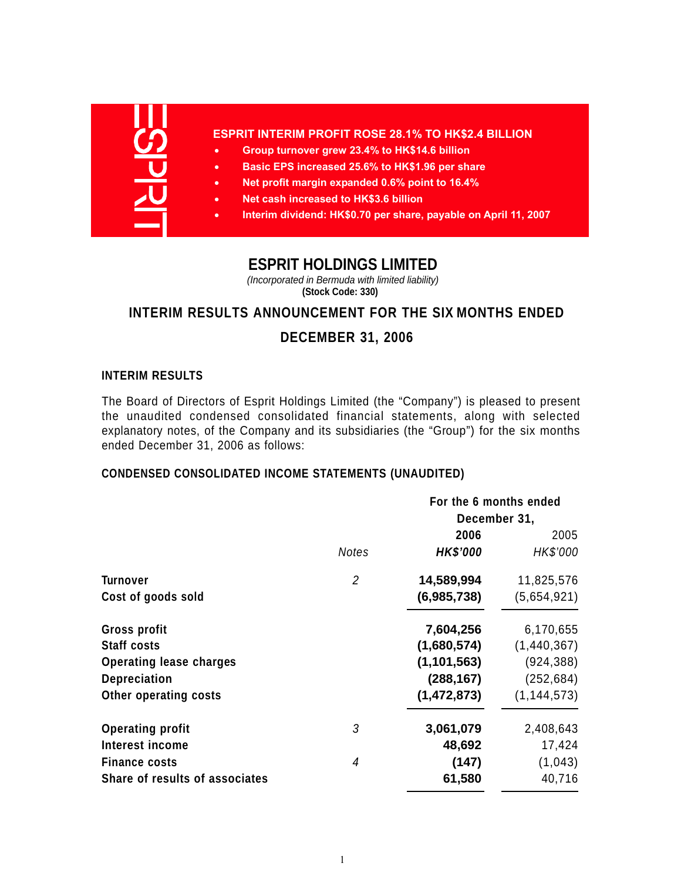## ESPRIT INTERIM PROFIT ROSE 28.1% TO HK$2.4 BILLION

- Group turnover grew 23.4% to HK$14.6 billion
- Basic EPS increased 25.6% to HK$1.96 per share
- Net profit margin expanded 0.6% point to 16.4%
- Net cash increased to HK$3.6 billion
- Interim dividend: HK$0.70 per share, payable on April 11, 2007

# ESPRIT HOLDINGS LIMITED

*(Incorporated in Bermuda with limited liability)*

**(Stock Code: 330)**

## INTERIM RESULTS ANNOUNCEMENT FOR THE SIX MONTHS ENDED DECEMBER 31, 2006

### INTERIM RESULTS

The Board of Directors of Esprit Holdings Limited (the "Company") is pleased to present the unaudited condensed consolidated financial statements, along with selected explanatory notes, of the Company and its subsidiaries (the "Group") for the six months ended December 31, 2006 as follows:

### CONDENSED CONSOLIDATED INCOME STATEMENTS (UNAUDITED)

| | Notes | For the 6 months ended December 31, 2006 HK$'000 | 2005 HK$'000 |
|---|---|---|---|
| Turnover | 2 | **14,589,994** | 11,825,576 |
| Cost of goods sold | | **(6,985,738)** | (5,654,921) |
| Gross profit | | **7,604,256** | 6,170,655 |
| Staff costs | | **(1,680,574)** | (1,440,367) |
| Operating lease charges | | **(1,101,563)** | (924,388) |
| Depreciation | | **(288,167)** | (252,684) |
| Other operating costs | | **(1,472,873)** | (1,144,573) |
| Operating profit | 3 | **3,061,079** | 2,408,643 |
| Interest income | | **48,692** | 17,424 |
| Finance costs | 4 | **(147)** | (1,043) |
| Share of results of associates | | **61,580** | 40,716 |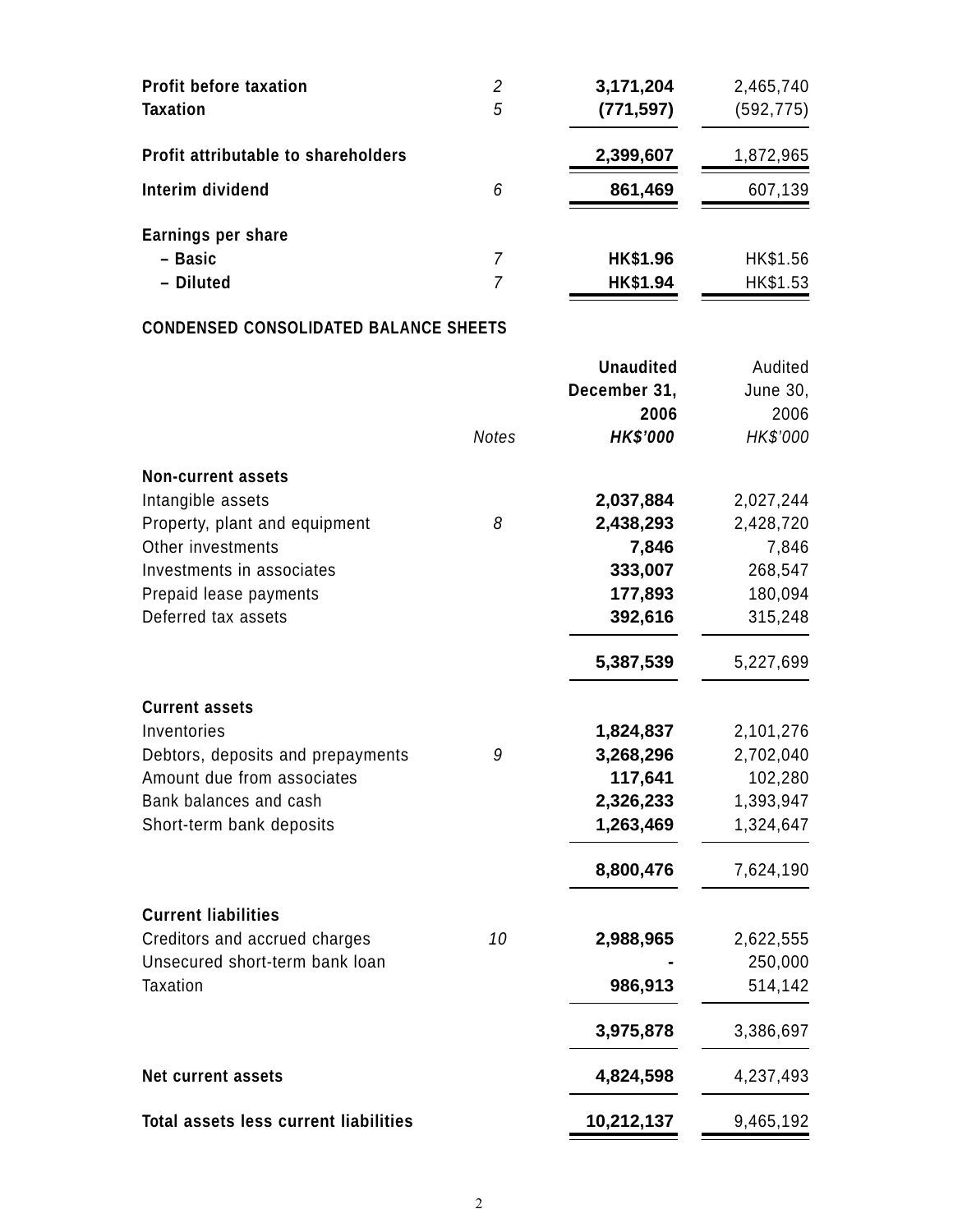| | | | |
|---|---|---|---|
| **Profit before taxation** | *2* | **3,171,204** | 2,465,740 |
| **Taxation** | *5* | **(771,597)** | (592,775) |
| **Profit attributable to shareholders** | | **2,399,607** | 1,872,965 |
| **Interim dividend** | *6* | **861,469** | 607,139 |
| **Earnings per share** | | | |
| **– Basic** | *7* | **HK$1.96** | HK$1.56 |
| **– Diluted** | *7* | **HK$1.94** | HK$1.53 |

## CONDENSED CONSOLIDATED BALANCE SHEETS

| | *Notes* | **Unaudited December 31, 2006** ***HK$'000*** | Audited June 30, 2006 *HK$'000* |
|---|---|---|---|
| **Non-current assets** | | | |
| Intangible assets | | **2,037,884** | 2,027,244 |
| Property, plant and equipment | *8* | **2,438,293** | 2,428,720 |
| Other investments | | **7,846** | 7,846 |
| Investments in associates | | **333,007** | 268,547 |
| Prepaid lease payments | | **177,893** | 180,094 |
| Deferred tax assets | | **392,616** | 315,248 |
| | | **5,387,539** | 5,227,699 |
| **Current assets** | | | |
| Inventories | | **1,824,837** | 2,101,276 |
| Debtors, deposits and prepayments | *9* | **3,268,296** | 2,702,040 |
| Amount due from associates | | **117,641** | 102,280 |
| Bank balances and cash | | **2,326,233** | 1,393,947 |
| Short-term bank deposits | | **1,263,469** | 1,324,647 |
| | | **8,800,476** | 7,624,190 |
| **Current liabilities** | | | |
| Creditors and accrued charges | *10* | **2,988,965** | 2,622,555 |
| Unsecured short-term bank loan | | **-** | 250,000 |
| Taxation | | **986,913** | 514,142 |
| | | **3,975,878** | 3,386,697 |
| **Net current assets** | | **4,824,598** | 4,237,493 |
| **Total assets less current liabilities** | | **10,212,137** | 9,465,192 |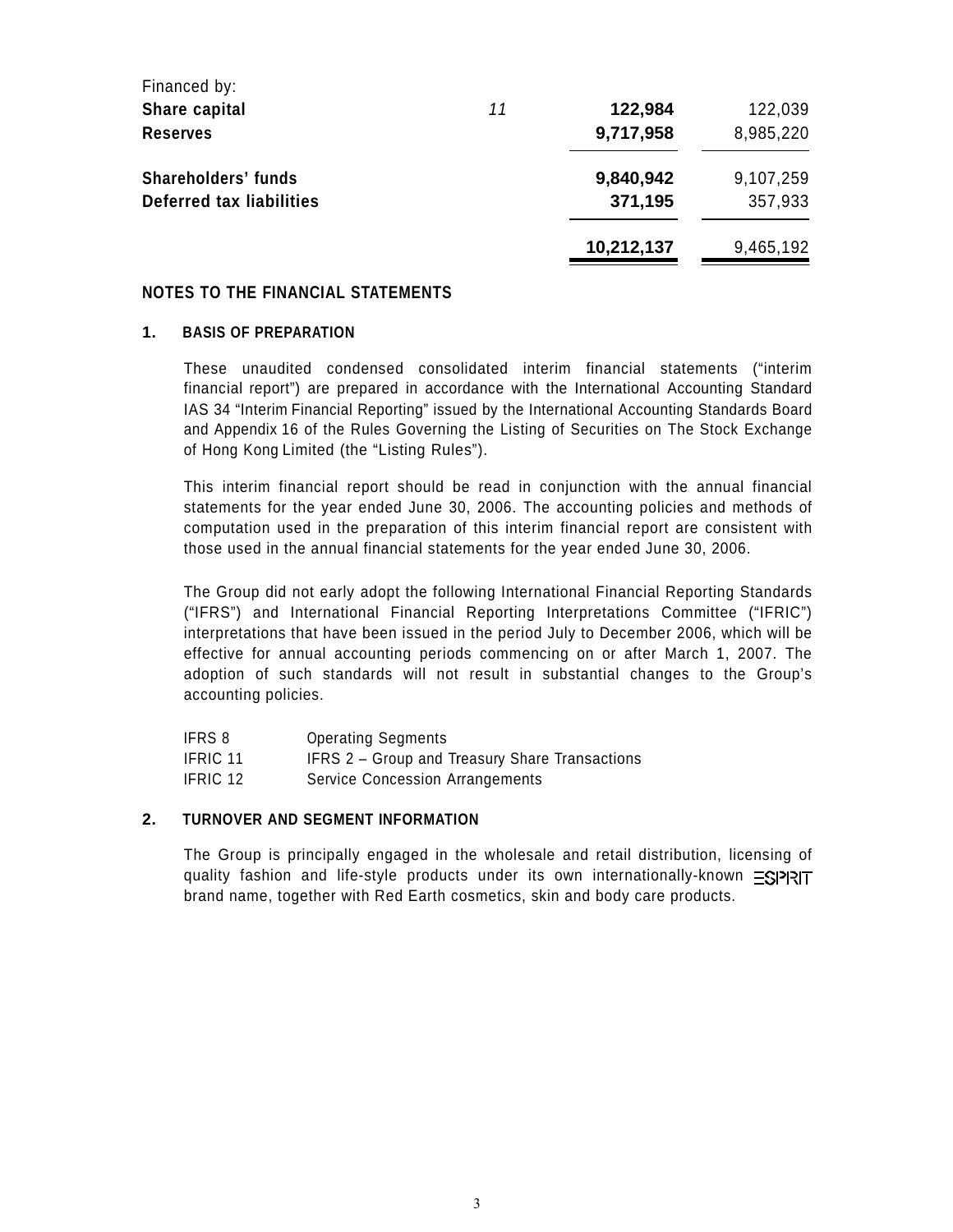| Financed by: | | | |
|---|---|---|---|
| **Share capital** | *11* | **122,984** | 122,039 |
| **Reserves** | | **9,717,958** | 8,985,220 |
| **Shareholders' funds** | | **9,840,942** | 9,107,259 |
| **Deferred tax liabilities** | | **371,195** | 357,933 |
| | | **10,212,137** | 9,465,192 |

## NOTES TO THE FINANCIAL STATEMENTS

### 1. BASIS OF PREPARATION

These unaudited condensed consolidated interim financial statements ("interim financial report") are prepared in accordance with the International Accounting Standard IAS 34 "Interim Financial Reporting" issued by the International Accounting Standards Board and Appendix 16 of the Rules Governing the Listing of Securities on The Stock Exchange of Hong Kong Limited (the "Listing Rules").

This interim financial report should be read in conjunction with the annual financial statements for the year ended June 30, 2006. The accounting policies and methods of computation used in the preparation of this interim financial report are consistent with those used in the annual financial statements for the year ended June 30, 2006.

The Group did not early adopt the following International Financial Reporting Standards ("IFRS") and International Financial Reporting Interpretations Committee ("IFRIC") interpretations that have been issued in the period July to December 2006, which will be effective for annual accounting periods commencing on or after March 1, 2007. The adoption of such standards will not result in substantial changes to the Group's accounting policies.

| | |
|---|---|
| IFRS 8 | Operating Segments |
| IFRIC 11 | IFRS 2 – Group and Treasury Share Transactions |
| IFRIC 12 | Service Concession Arrangements |

### 2. TURNOVER AND SEGMENT INFORMATION

The Group is principally engaged in the wholesale and retail distribution, licensing of quality fashion and life-style products under its own internationally-known ESPRIT brand name, together with Red Earth cosmetics, skin and body care products.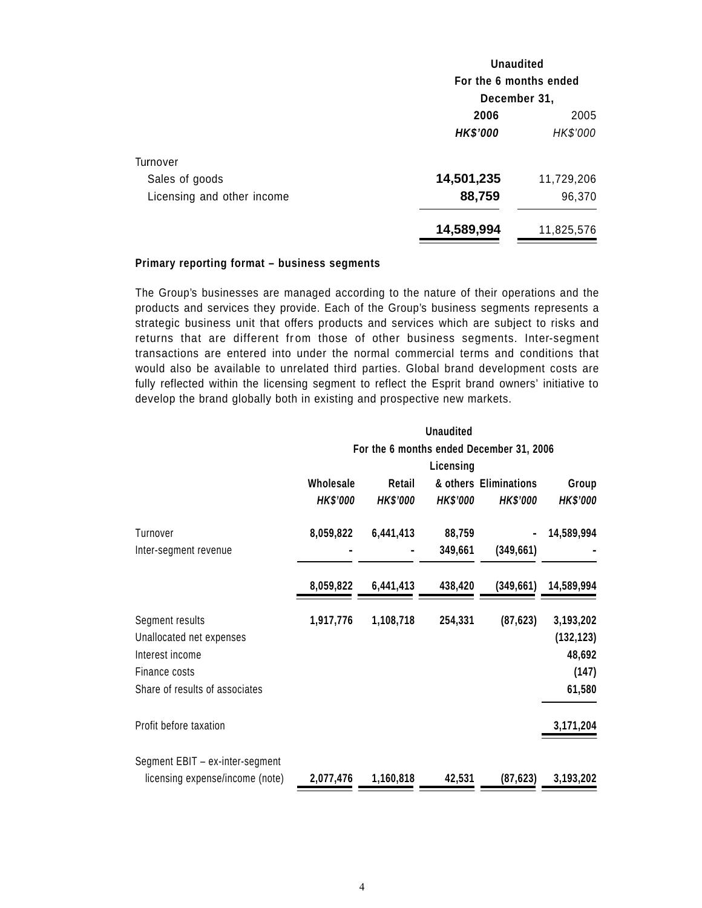| | Unaudited | |
|---|---|---|
| | For the 6 months ended December 31, | |
| | **2006** | 2005 |
| | ***HK$'000*** | *HK$'000* |
| Turnover | | |
| Sales of goods | **14,501,235** | 11,729,206 |
| Licensing and other income | **88,759** | 96,370 |
| | **14,589,994** | 11,825,576 |

**Primary reporting format – business segments**

The Group's businesses are managed according to the nature of their operations and the products and services they provide. Each of the Group's business segments represents a strategic business unit that offers products and services which are subject to risks and returns that are different from those of other business segments. Inter-segment transactions are entered into under the normal commercial terms and conditions that would also be available to unrelated third parties. Global brand development costs are fully reflected within the licensing segment to reflect the Esprit brand owners' initiative to develop the brand globally both in existing and prospective new markets.

| | Unaudited | | | | |
|---|---|---|---|---|---|
| | For the 6 months ended December 31, 2006 | | | | |
| | **Wholesale** | **Retail** | **Licensing & others** | **Eliminations** | **Group** |
| | ***HK$'000*** | ***HK$'000*** | ***HK$'000*** | ***HK$'000*** | ***HK$'000*** |
| Turnover | **8,059,822** | **6,441,413** | **88,759** | **-** | **14,589,994** |
| Inter-segment revenue | **-** | **-** | **349,661** | **(349,661)** | **-** |
| | **8,059,822** | **6,441,413** | **438,420** | **(349,661)** | **14,589,994** |
| Segment results | **1,917,776** | **1,108,718** | **254,331** | **(87,623)** | **3,193,202** |
| Unallocated net expenses | | | | | **(132,123)** |
| Interest income | | | | | **48,692** |
| Finance costs | | | | | **(147)** |
| Share of results of associates | | | | | **61,580** |
| Profit before taxation | | | | | **3,171,204** |
| Segment EBIT – ex-inter-segment licensing expense/income (note) | **2,077,476** | **1,160,818** | **42,531** | **(87,623)** | **3,193,202** |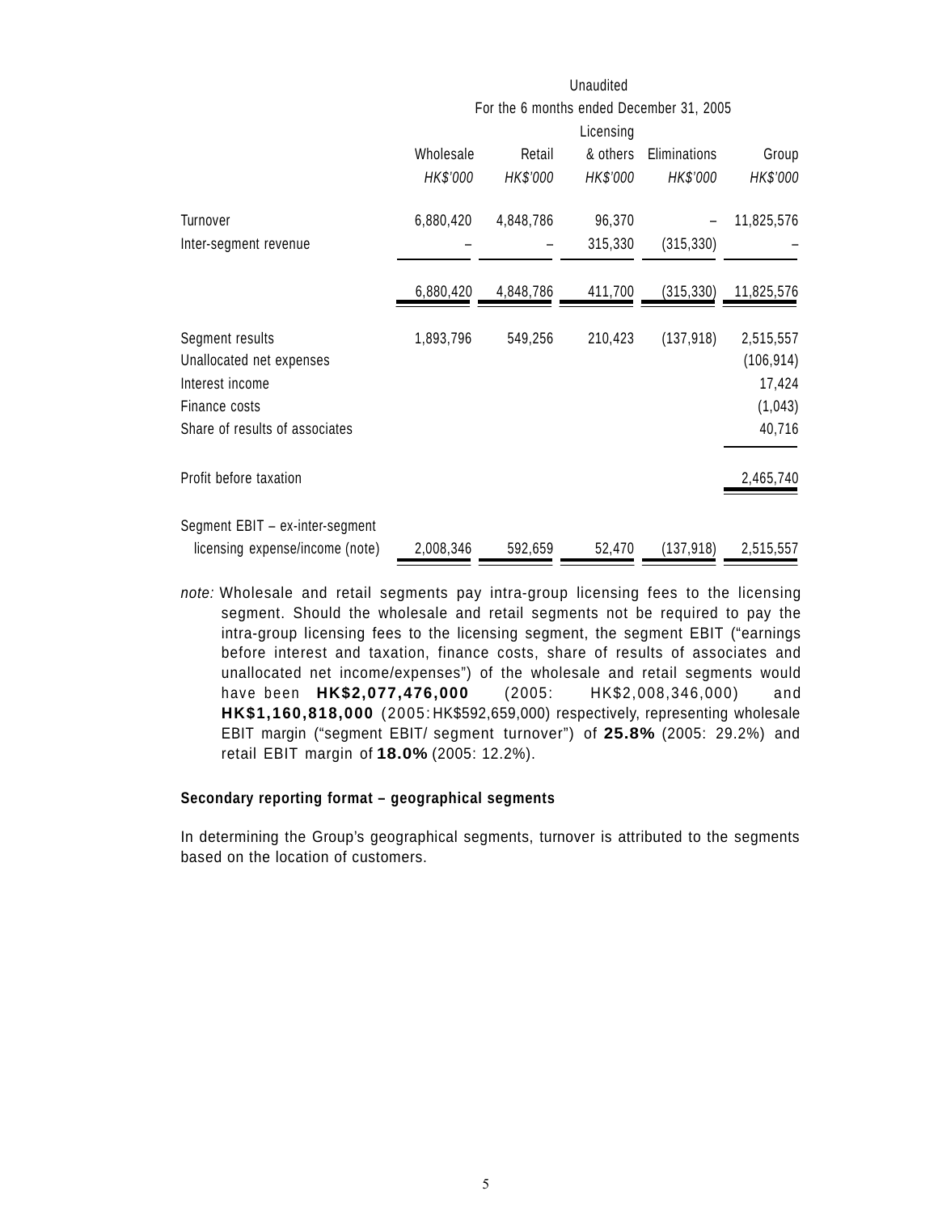| | Unaudited | | | | |
|---|---|---|---|---|---|
| | For the 6 months ended December 31, 2005 | | | | |
| | Wholesale | Retail | Licensing & others | Eliminations | Group |
| | *HK$'000* | *HK$'000* | *HK$'000* | *HK$'000* | *HK$'000* |
| Turnover | 6,880,420 | 4,848,786 | 96,370 | – | 11,825,576 |
| Inter-segment revenue | – | – | 315,330 | (315,330) | – |
| | 6,880,420 | 4,848,786 | 411,700 | (315,330) | 11,825,576 |
| Segment results | 1,893,796 | 549,256 | 210,423 | (137,918) | 2,515,557 |
| Unallocated net expenses | | | | | (106,914) |
| Interest income | | | | | 17,424 |
| Finance costs | | | | | (1,043) |
| Share of results of associates | | | | | 40,716 |
| Profit before taxation | | | | | 2,465,740 |
| Segment EBIT – ex-inter-segment licensing expense/income (note) | 2,008,346 | 592,659 | 52,470 | (137,918) | 2,515,557 |

*note:* Wholesale and retail segments pay intra-group licensing fees to the licensing segment. Should the wholesale and retail segments not be required to pay the intra-group licensing fees to the licensing segment, the segment EBIT ("earnings before interest and taxation, finance costs, share of results of associates and unallocated net income/expenses") of the wholesale and retail segments would have been **HK$2,077,476,000** (2005: HK$2,008,346,000) and **HK$1,160,818,000** (2005: HK$592,659,000) respectively, representing wholesale EBIT margin ("segment EBIT/ segment turnover") of **25.8%** (2005: 29.2%) and retail EBIT margin of **18.0%** (2005: 12.2%).

**Secondary reporting format – geographical segments**

In determining the Group's geographical segments, turnover is attributed to the segments based on the location of customers.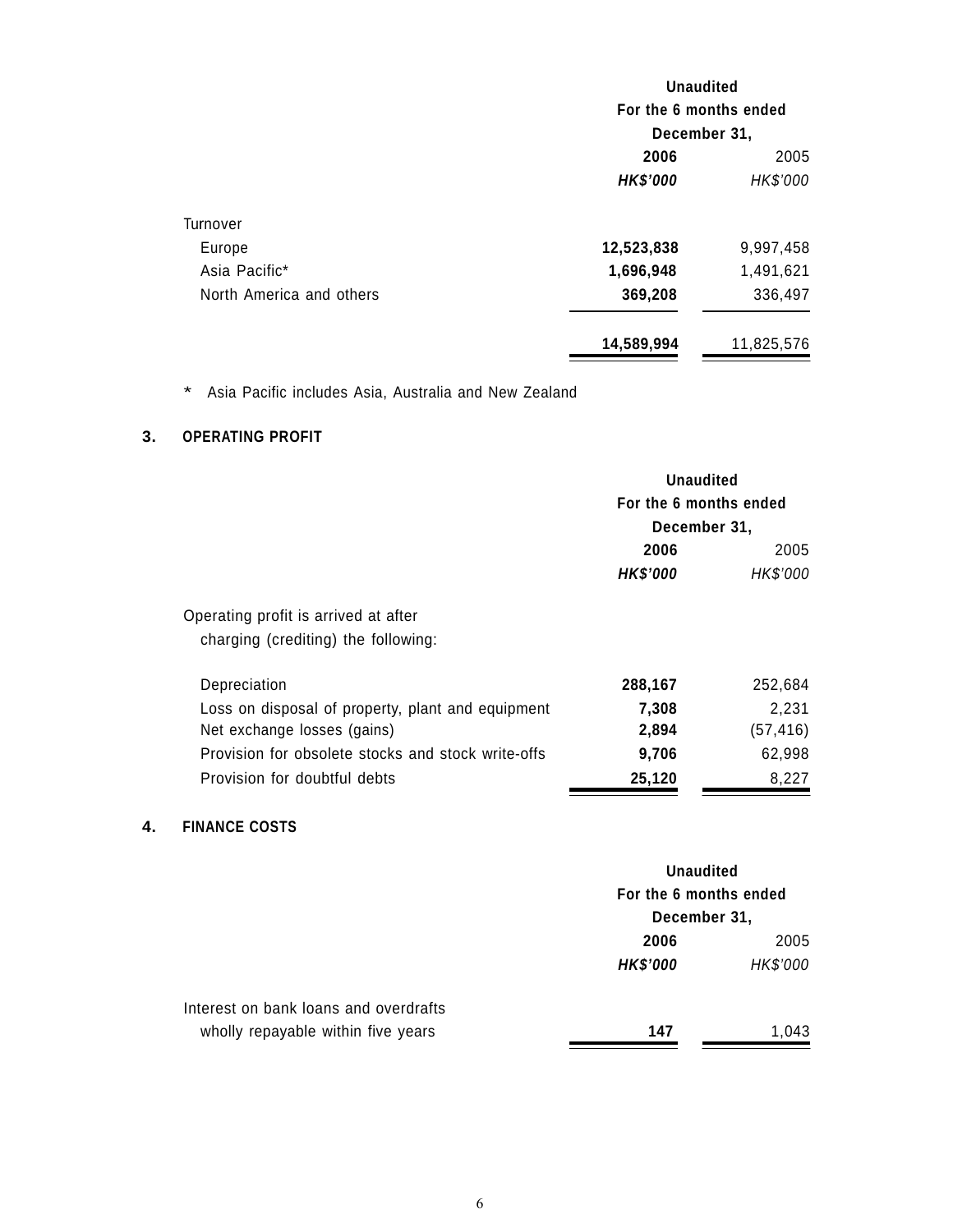| | Unaudited For the 6 months ended December 31, | |
|---|---|---|
| | **2006** | 2005 |
| | ***HK$'000*** | *HK$'000* |
| Turnover | | |
| Europe | **12,523,838** | 9,997,458 |
| Asia Pacific* | **1,696,948** | 1,491,621 |
| North America and others | **369,208** | 336,497 |
| | **14,589,994** | 11,825,576 |

\* Asia Pacific includes Asia, Australia and New Zealand

## 3. OPERATING PROFIT

| | Unaudited For the 6 months ended December 31, | |
|---|---|---|
| | **2006** | 2005 |
| | ***HK$'000*** | *HK$'000* |
| Operating profit is arrived at after charging (crediting) the following: | | |
| Depreciation | **288,167** | 252,684 |
| Loss on disposal of property, plant and equipment | **7,308** | 2,231 |
| Net exchange losses (gains) | **2,894** | (57,416) |
| Provision for obsolete stocks and stock write-offs | **9,706** | 62,998 |
| Provision for doubtful debts | **25,120** | 8,227 |

## 4. FINANCE COSTS

| | Unaudited For the 6 months ended December 31, | |
|---|---|---|
| | **2006** | 2005 |
| | ***HK$'000*** | *HK$'000* |
| Interest on bank loans and overdrafts wholly repayable within five years | **147** | 1,043 |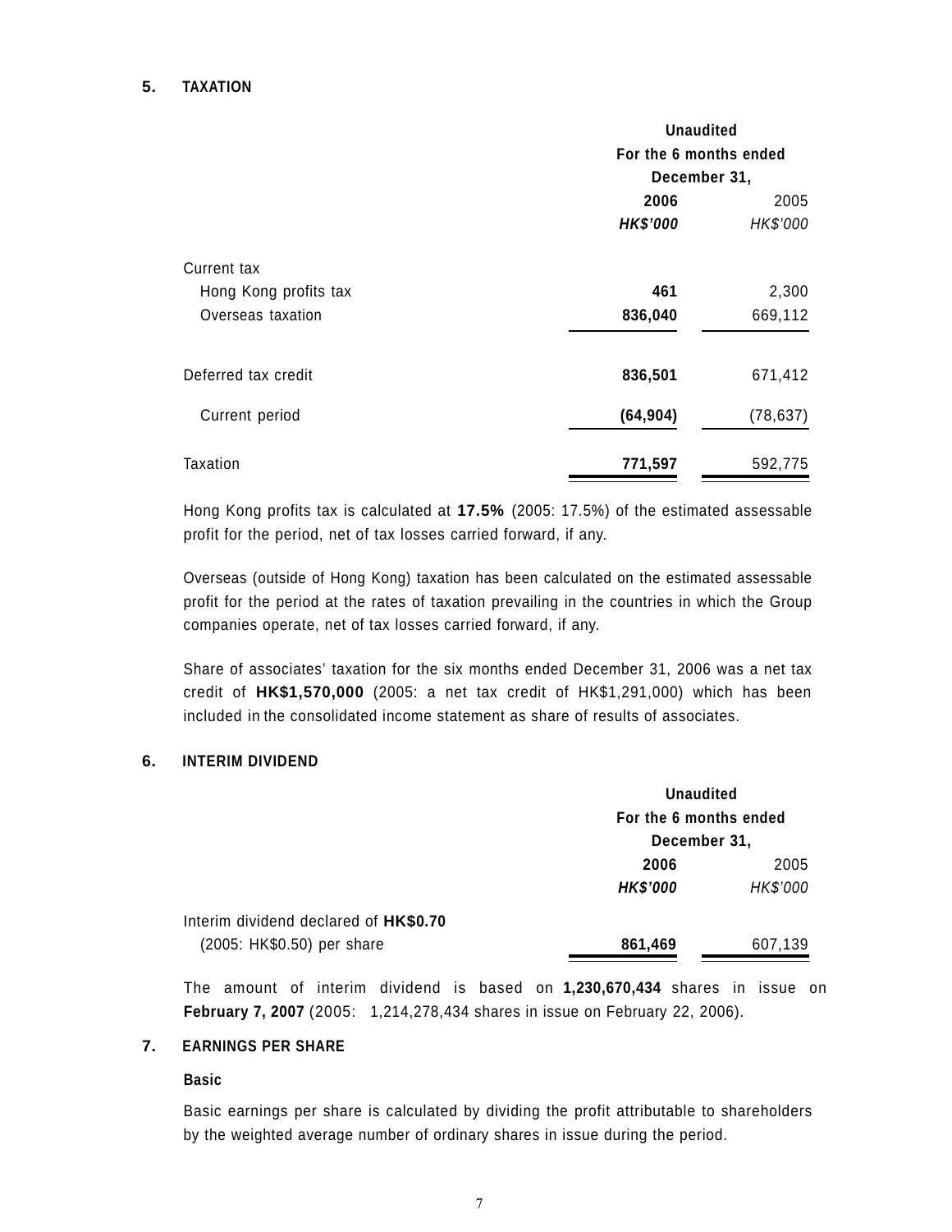## 5. TAXATION

| | Unaudited | |
|---|---|---|
| | For the 6 months ended December 31, | |
| | **2006** | 2005 |
| | ***HK$'000*** | *HK$'000* |
| Current tax | | |
| Hong Kong profits tax | **461** | 2,300 |
| Overseas taxation | **836,040** | 669,112 |
| | **836,501** | 671,412 |
| Deferred tax credit | | |
| Current period | **(64,904)** | (78,637) |
| Taxation | **771,597** | 592,775 |

Hong Kong profits tax is calculated at **17.5%** (2005: 17.5%) of the estimated assessable profit for the period, net of tax losses carried forward, if any.

Overseas (outside of Hong Kong) taxation has been calculated on the estimated assessable profit for the period at the rates of taxation prevailing in the countries in which the Group companies operate, net of tax losses carried forward, if any.

Share of associates' taxation for the six months ended December 31, 2006 was a net tax credit of **HK$1,570,000** (2005: a net tax credit of HK$1,291,000) which has been included in the consolidated income statement as share of results of associates.

## 6. INTERIM DIVIDEND

| | Unaudited | |
|---|---|---|
| | For the 6 months ended December 31, | |
| | **2006** | 2005 |
| | ***HK$'000*** | *HK$'000* |
| Interim dividend declared of **HK$0.70** (2005: HK$0.50) per share | **861,469** | 607,139 |

The amount of interim dividend is based on **1,230,670,434** shares in issue on **February 7, 2007** (2005: 1,214,278,434 shares in issue on February 22, 2006).

## 7. EARNINGS PER SHARE

### Basic

Basic earnings per share is calculated by dividing the profit attributable to shareholders by the weighted average number of ordinary shares in issue during the period.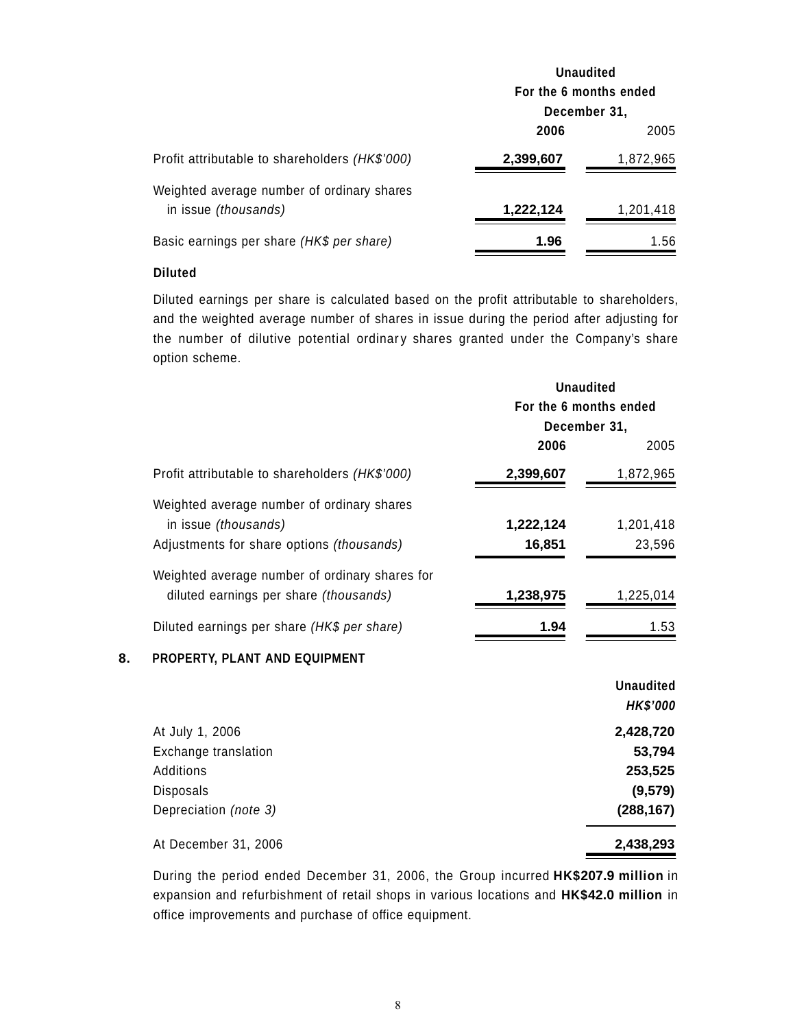| | Unaudited For the 6 months ended December 31, | |
|---|---|---|
| | **2006** | 2005 |
| Profit attributable to shareholders *(HK$'000)* | **2,399,607** | 1,872,965 |
| Weighted average number of ordinary shares in issue *(thousands)* | **1,222,124** | 1,201,418 |
| Basic earnings per share *(HK$ per share)* | **1.96** | 1.56 |

**Diluted**

Diluted earnings per share is calculated based on the profit attributable to shareholders, and the weighted average number of shares in issue during the period after adjusting for the number of dilutive potential ordinary shares granted under the Company's share option scheme.

| | Unaudited For the 6 months ended December 31, | |
|---|---|---|
| | **2006** | 2005 |
| Profit attributable to shareholders *(HK$'000)* | **2,399,607** | 1,872,965 |
| Weighted average number of ordinary shares in issue *(thousands)* | **1,222,124** | 1,201,418 |
| Adjustments for share options *(thousands)* | **16,851** | 23,596 |
| Weighted average number of ordinary shares for diluted earnings per share *(thousands)* | **1,238,975** | 1,225,014 |
| Diluted earnings per share *(HK$ per share)* | **1.94** | 1.53 |

## 8. PROPERTY, PLANT AND EQUIPMENT

| | **Unaudited** ***HK$'000*** |
|---|---|
| At July 1, 2006 | **2,428,720** |
| Exchange translation | **53,794** |
| Additions | **253,525** |
| Disposals | **(9,579)** |
| Depreciation *(note 3)* | **(288,167)** |
| At December 31, 2006 | **2,438,293** |

During the period ended December 31, 2006, the Group incurred **HK$207.9 million** in expansion and refurbishment of retail shops in various locations and **HK$42.0 million** in office improvements and purchase of office equipment.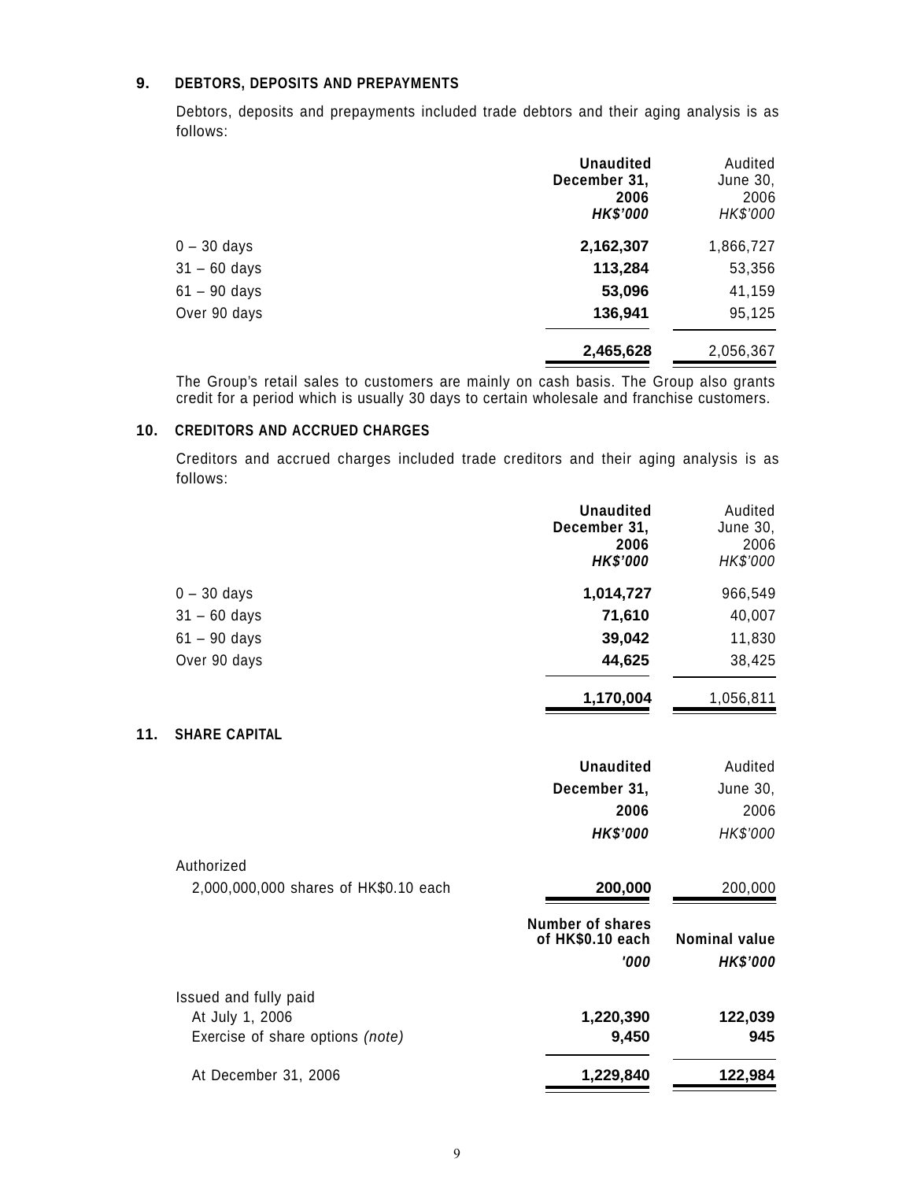## 9. DEBTORS, DEPOSITS AND PREPAYMENTS

Debtors, deposits and prepayments included trade debtors and their aging analysis is as follows:

| | **Unaudited December 31, 2006 *HK$'000*** | Audited June 30, 2006 *HK$'000* |
|---|---|---|
| 0 – 30 days | **2,162,307** | 1,866,727 |
| 31 – 60 days | **113,284** | 53,356 |
| 61 – 90 days | **53,096** | 41,159 |
| Over 90 days | **136,941** | 95,125 |
| | **2,465,628** | 2,056,367 |

The Group's retail sales to customers are mainly on cash basis. The Group also grants credit for a period which is usually 30 days to certain wholesale and franchise customers.

## 10. CREDITORS AND ACCRUED CHARGES

Creditors and accrued charges included trade creditors and their aging analysis is as follows:

| | **Unaudited December 31, 2006 *HK$'000*** | Audited June 30, 2006 *HK$'000* |
|---|---|---|
| 0 – 30 days | **1,014,727** | 966,549 |
| 31 – 60 days | **71,610** | 40,007 |
| 61 – 90 days | **39,042** | 11,830 |
| Over 90 days | **44,625** | 38,425 |
| | **1,170,004** | 1,056,811 |

## 11. SHARE CAPITAL

| | **Unaudited December 31, 2006 *HK$'000*** | Audited June 30, 2006 *HK$'000* |
|---|---|---|
| Authorized | | |
| 2,000,000,000 shares of HK$0.10 each | **200,000** | 200,000 |

| | **Number of shares of HK$0.10 each *'000*** | **Nominal value *HK$'000*** |
|---|---|---|
| Issued and fully paid | | |
| At July 1, 2006 | **1,220,390** | **122,039** |
| Exercise of share options *(note)* | **9,450** | **945** |
| At December 31, 2006 | **1,229,840** | **122,984** |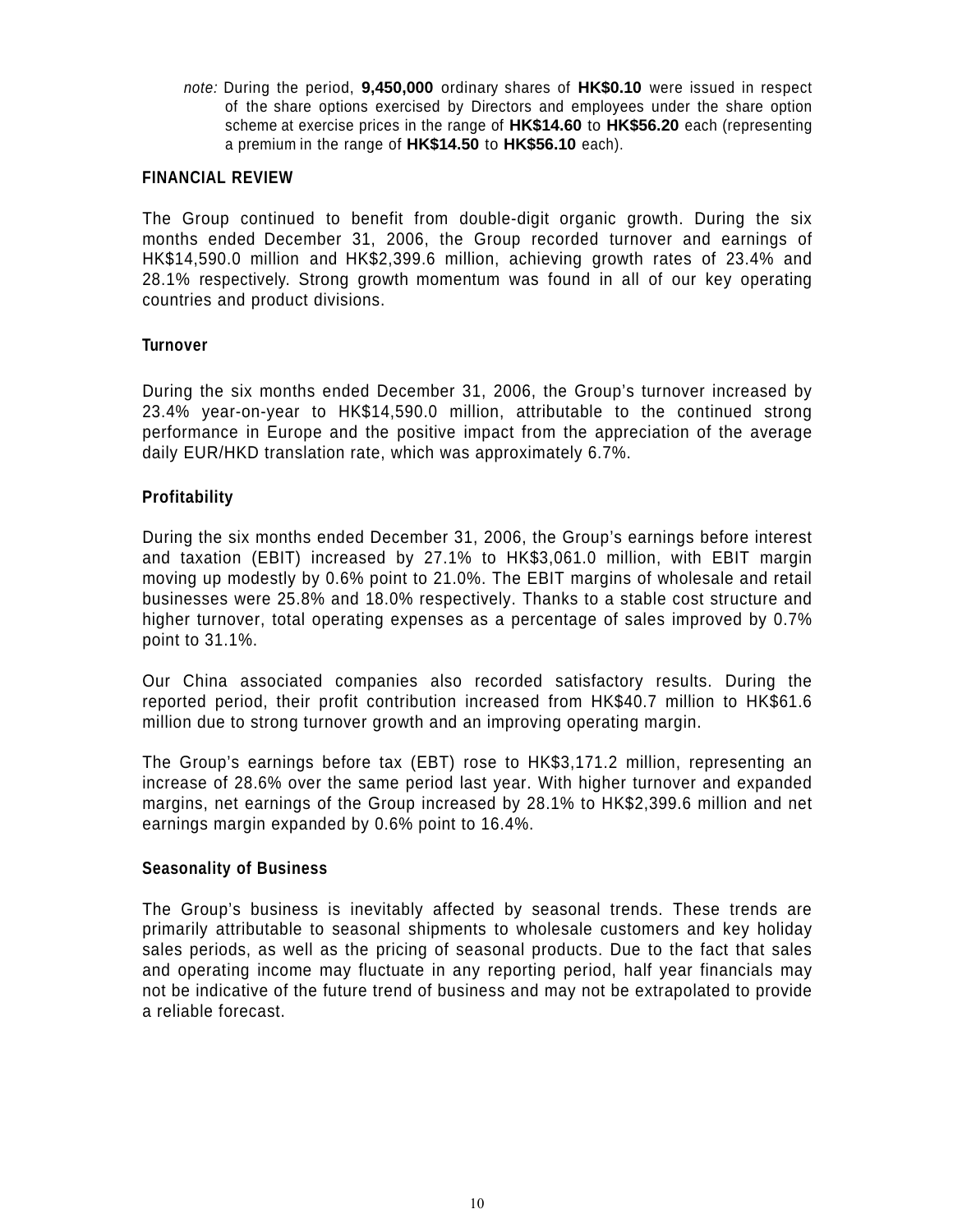*note:* During the period, **9,450,000** ordinary shares of **HK$0.10** were issued in respect of the share options exercised by Directors and employees under the share option scheme at exercise prices in the range of **HK$14.60** to **HK$56.20** each (representing a premium in the range of **HK$14.50** to **HK$56.10** each).

## FINANCIAL REVIEW

The Group continued to benefit from double-digit organic growth. During the six months ended December 31, 2006, the Group recorded turnover and earnings of HK$14,590.0 million and HK$2,399.6 million, achieving growth rates of 23.4% and 28.1% respectively. Strong growth momentum was found in all of our key operating countries and product divisions.

### Turnover

During the six months ended December 31, 2006, the Group's turnover increased by 23.4% year-on-year to HK$14,590.0 million, attributable to the continued strong performance in Europe and the positive impact from the appreciation of the average daily EUR/HKD translation rate, which was approximately 6.7%.

### Profitability

During the six months ended December 31, 2006, the Group's earnings before interest and taxation (EBIT) increased by 27.1% to HK$3,061.0 million, with EBIT margin moving up modestly by 0.6% point to 21.0%. The EBIT margins of wholesale and retail businesses were 25.8% and 18.0% respectively. Thanks to a stable cost structure and higher turnover, total operating expenses as a percentage of sales improved by 0.7% point to 31.1%.

Our China associated companies also recorded satisfactory results. During the reported period, their profit contribution increased from HK$40.7 million to HK$61.6 million due to strong turnover growth and an improving operating margin.

The Group's earnings before tax (EBT) rose to HK$3,171.2 million, representing an increase of 28.6% over the same period last year. With higher turnover and expanded margins, net earnings of the Group increased by 28.1% to HK$2,399.6 million and net earnings margin expanded by 0.6% point to 16.4%.

### Seasonality of Business

The Group's business is inevitably affected by seasonal trends. These trends are primarily attributable to seasonal shipments to wholesale customers and key holiday sales periods, as well as the pricing of seasonal products. Due to the fact that sales and operating income may fluctuate in any reporting period, half year financials may not be indicative of the future trend of business and may not be extrapolated to provide a reliable forecast.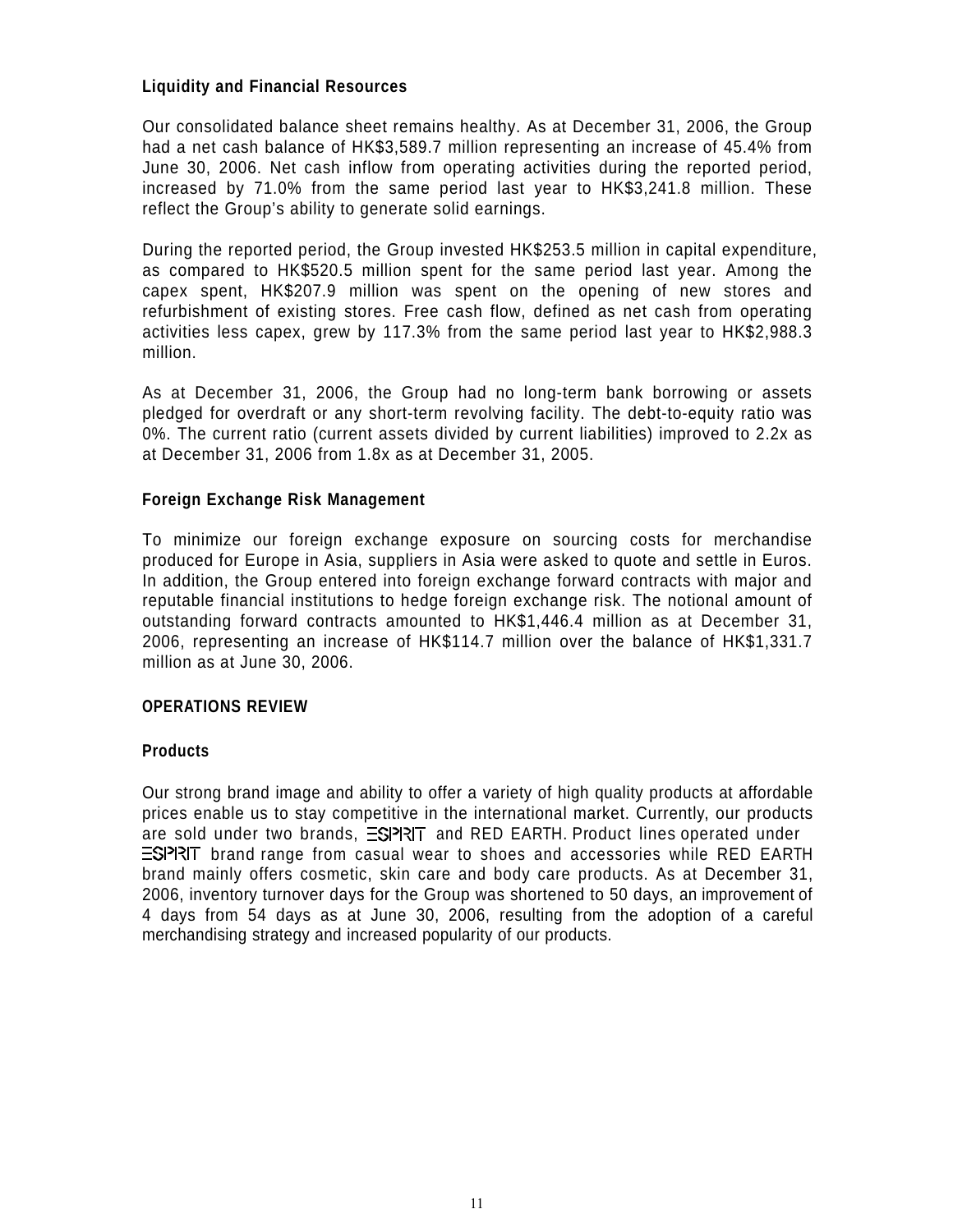**Liquidity and Financial Resources**

Our consolidated balance sheet remains healthy. As at December 31, 2006, the Group had a net cash balance of HK$3,589.7 million representing an increase of 45.4% from June 30, 2006. Net cash inflow from operating activities during the reported period, increased by 71.0% from the same period last year to HK$3,241.8 million. These reflect the Group's ability to generate solid earnings.

During the reported period, the Group invested HK$253.5 million in capital expenditure, as compared to HK$520.5 million spent for the same period last year. Among the capex spent, HK$207.9 million was spent on the opening of new stores and refurbishment of existing stores. Free cash flow, defined as net cash from operating activities less capex, grew by 117.3% from the same period last year to HK$2,988.3 million.

As at December 31, 2006, the Group had no long-term bank borrowing or assets pledged for overdraft or any short-term revolving facility. The debt-to-equity ratio was 0%. The current ratio (current assets divided by current liabilities) improved to 2.2x as at December 31, 2006 from 1.8x as at December 31, 2005.

**Foreign Exchange Risk Management**

To minimize our foreign exchange exposure on sourcing costs for merchandise produced for Europe in Asia, suppliers in Asia were asked to quote and settle in Euros. In addition, the Group entered into foreign exchange forward contracts with major and reputable financial institutions to hedge foreign exchange risk. The notional amount of outstanding forward contracts amounted to HK$1,446.4 million as at December 31, 2006, representing an increase of HK$114.7 million over the balance of HK$1,331.7 million as at June 30, 2006.

**OPERATIONS REVIEW**

**Products**

Our strong brand image and ability to offer a variety of high quality products at affordable prices enable us to stay competitive in the international market. Currently, our products are sold under two brands, ESPRIT and RED EARTH. Product lines operated under ESPRIT brand range from casual wear to shoes and accessories while RED EARTH brand mainly offers cosmetic, skin care and body care products. As at December 31, 2006, inventory turnover days for the Group was shortened to 50 days, an improvement of 4 days from 54 days as at June 30, 2006, resulting from the adoption of a careful merchandising strategy and increased popularity of our products.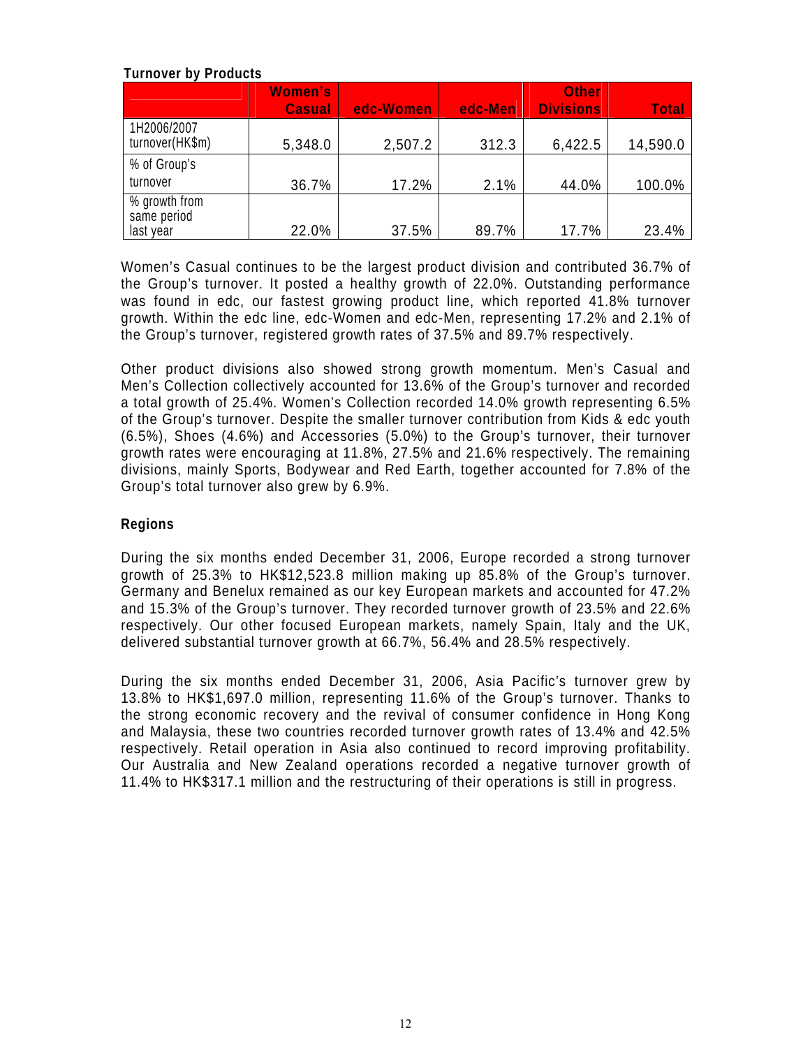**Turnover by Products**

| | Women's Casual | edc-Women | edc-Men | Other Divisions | Total |
|---|---|---|---|---|---|
| 1H2006/2007 turnover(HK$m) | 5,348.0 | 2,507.2 | 312.3 | 6,422.5 | 14,590.0 |
| % of Group's turnover | 36.7% | 17.2% | 2.1% | 44.0% | 100.0% |
| % growth from same period last year | 22.0% | 37.5% | 89.7% | 17.7% | 23.4% |

Women's Casual continues to be the largest product division and contributed 36.7% of the Group's turnover. It posted a healthy growth of 22.0%. Outstanding performance was found in edc, our fastest growing product line, which reported 41.8% turnover growth. Within the edc line, edc-Women and edc-Men, representing 17.2% and 2.1% of the Group's turnover, registered growth rates of 37.5% and 89.7% respectively.

Other product divisions also showed strong growth momentum. Men's Casual and Men's Collection collectively accounted for 13.6% of the Group's turnover and recorded a total growth of 25.4%. Women's Collection recorded 14.0% growth representing 6.5% of the Group's turnover. Despite the smaller turnover contribution from Kids & edc youth (6.5%), Shoes (4.6%) and Accessories (5.0%) to the Group's turnover, their turnover growth rates were encouraging at 11.8%, 27.5% and 21.6% respectively. The remaining divisions, mainly Sports, Bodywear and Red Earth, together accounted for 7.8% of the Group's total turnover also grew by 6.9%.

**Regions**

During the six months ended December 31, 2006, Europe recorded a strong turnover growth of 25.3% to HK$12,523.8 million making up 85.8% of the Group's turnover. Germany and Benelux remained as our key European markets and accounted for 47.2% and 15.3% of the Group's turnover. They recorded turnover growth of 23.5% and 22.6% respectively. Our other focused European markets, namely Spain, Italy and the UK, delivered substantial turnover growth at 66.7%, 56.4% and 28.5% respectively.

During the six months ended December 31, 2006, Asia Pacific's turnover grew by 13.8% to HK$1,697.0 million, representing 11.6% of the Group's turnover. Thanks to the strong economic recovery and the revival of consumer confidence in Hong Kong and Malaysia, these two countries recorded turnover growth rates of 13.4% and 42.5% respectively. Retail operation in Asia also continued to record improving profitability. Our Australia and New Zealand operations recorded a negative turnover growth of 11.4% to HK$317.1 million and the restructuring of their operations is still in progress.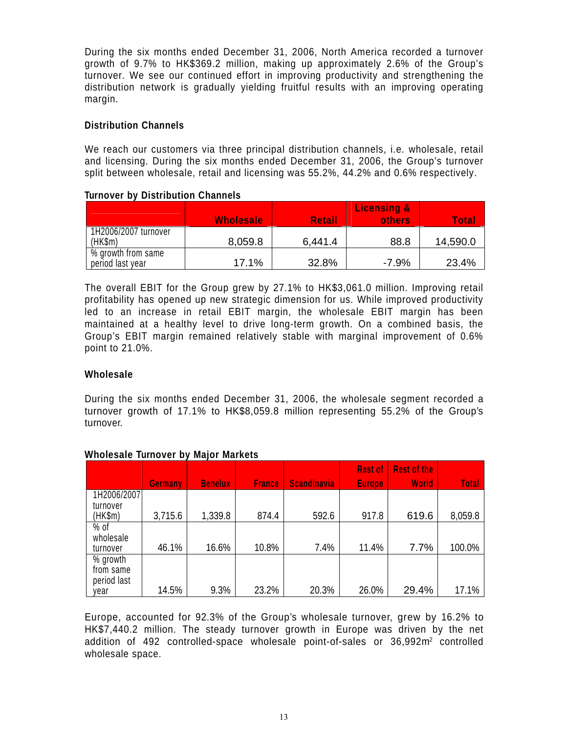During the six months ended December 31, 2006, North America recorded a turnover growth of 9.7% to HK$369.2 million, making up approximately 2.6% of the Group's turnover. We see our continued effort in improving productivity and strengthening the distribution network is gradually yielding fruitful results with an improving operating margin.

### Distribution Channels

We reach our customers via three principal distribution channels, i.e. wholesale, retail and licensing. During the six months ended December 31, 2006, the Group's turnover split between wholesale, retail and licensing was 55.2%, 44.2% and 0.6% respectively.

**Turnover by Distribution Channels**

| | Wholesale | Retail | Licensing & others | Total |
|---|---|---|---|---|
| 1H2006/2007 turnover (HK$m) | 8,059.8 | 6,441.4 | 88.8 | 14,590.0 |
| % growth from same period last year | 17.1% | 32.8% | -7.9% | 23.4% |

The overall EBIT for the Group grew by 27.1% to HK$3,061.0 million. Improving retail profitability has opened up new strategic dimension for us. While improved productivity led to an increase in retail EBIT margin, the wholesale EBIT margin has been maintained at a healthy level to drive long-term growth. On a combined basis, the Group's EBIT margin remained relatively stable with marginal improvement of 0.6% point to 21.0%.

### Wholesale

During the six months ended December 31, 2006, the wholesale segment recorded a turnover growth of 17.1% to HK$8,059.8 million representing 55.2% of the Group's turnover.

**Wholesale Turnover by Major Markets**

| | Germany | Benelux | France | Scandinavia | Rest of Europe | Rest of the World | Total |
|---|---|---|---|---|---|---|---|
| 1H2006/2007 turnover (HK$m) | 3,715.6 | 1,339.8 | 874.4 | 592.6 | 917.8 | 619.6 | 8,059.8 |
| % of wholesale turnover | 46.1% | 16.6% | 10.8% | 7.4% | 11.4% | 7.7% | 100.0% |
| % growth from same period last year | 14.5% | 9.3% | 23.2% | 20.3% | 26.0% | 29.4% | 17.1% |

Europe, accounted for 92.3% of the Group's wholesale turnover, grew by 16.2% to HK$7,440.2 million. The steady turnover growth in Europe was driven by the net addition of 492 controlled-space wholesale point-of-sales or 36,992m$^2$ controlled wholesale space.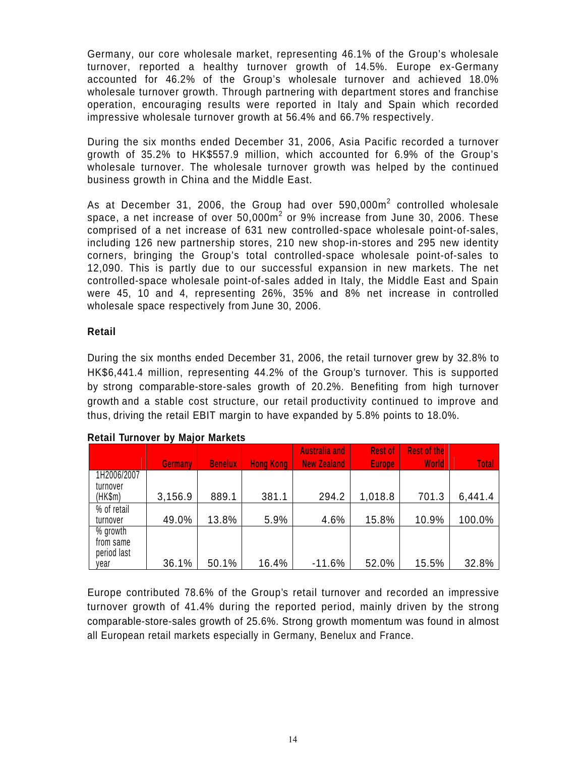Germany, our core wholesale market, representing 46.1% of the Group's wholesale turnover, reported a healthy turnover growth of 14.5%. Europe ex-Germany accounted for 46.2% of the Group's wholesale turnover and achieved 18.0% wholesale turnover growth. Through partnering with department stores and franchise operation, encouraging results were reported in Italy and Spain which recorded impressive wholesale turnover growth at 56.4% and 66.7% respectively.

During the six months ended December 31, 2006, Asia Pacific recorded a turnover growth of 35.2% to HK$557.9 million, which accounted for 6.9% of the Group's wholesale turnover. The wholesale turnover growth was helped by the continued business growth in China and the Middle East.

As at December 31, 2006, the Group had over 590,000m$^2$ controlled wholesale space, a net increase of over 50,000m$^2$ or 9% increase from June 30, 2006. These comprised of a net increase of 631 new controlled-space wholesale point-of-sales, including 126 new partnership stores, 210 new shop-in-stores and 295 new identity corners, bringing the Group's total controlled-space wholesale point-of-sales to 12,090. This is partly due to our successful expansion in new markets. The net controlled-space wholesale point-of-sales added in Italy, the Middle East and Spain were 45, 10 and 4, representing 26%, 35% and 8% net increase in controlled wholesale space respectively from June 30, 2006.

### Retail

During the six months ended December 31, 2006, the retail turnover grew by 32.8% to HK$6,441.4 million, representing 44.2% of the Group's turnover. This is supported by strong comparable-store-sales growth of 20.2%. Benefiting from high turnover growth and a stable cost structure, our retail productivity continued to improve and thus, driving the retail EBIT margin to have expanded by 5.8% points to 18.0%.

**Retail Turnover by Major Markets**

| | Germany | Benelux | Hong Kong | Australia and New Zealand | Rest of Europe | Rest of the World | Total |
|---|---|---|---|---|---|---|---|
| 1H2006/2007 turnover (HK$m) | 3,156.9 | 889.1 | 381.1 | 294.2 | 1,018.8 | 701.3 | 6,441.4 |
| % of retail turnover | 49.0% | 13.8% | 5.9% | 4.6% | 15.8% | 10.9% | 100.0% |
| % growth from same period last year | 36.1% | 50.1% | 16.4% | -11.6% | 52.0% | 15.5% | 32.8% |

Europe contributed 78.6% of the Group's retail turnover and recorded an impressive turnover growth of 41.4% during the reported period, mainly driven by the strong comparable-store-sales growth of 25.6%. Strong growth momentum was found in almost all European retail markets especially in Germany, Benelux and France.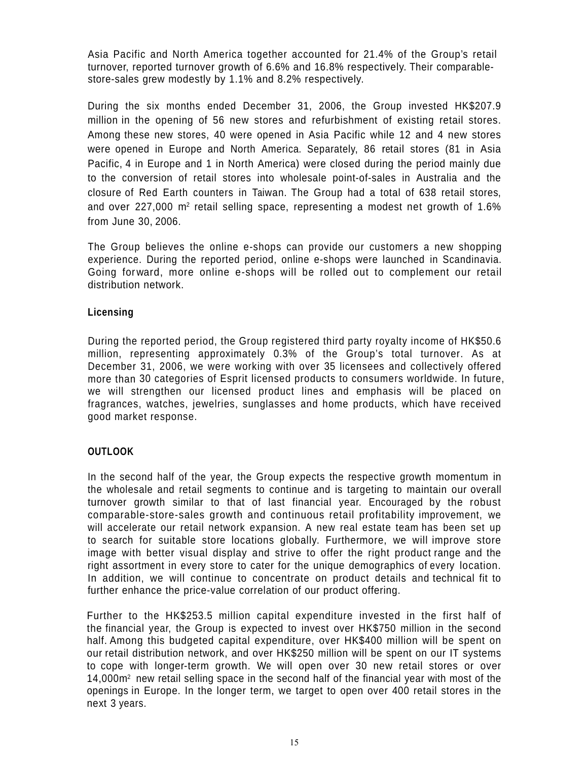Asia Pacific and North America together accounted for 21.4% of the Group's retail turnover, reported turnover growth of 6.6% and 16.8% respectively. Their comparable-store-sales grew modestly by 1.1% and 8.2% respectively.

During the six months ended December 31, 2006, the Group invested HK$207.9 million in the opening of 56 new stores and refurbishment of existing retail stores. Among these new stores, 40 were opened in Asia Pacific while 12 and 4 new stores were opened in Europe and North America. Separately, 86 retail stores (81 in Asia Pacific, 4 in Europe and 1 in North America) were closed during the period mainly due to the conversion of retail stores into wholesale point-of-sales in Australia and the closure of Red Earth counters in Taiwan. The Group had a total of 638 retail stores, and over 227,000 $m^2$ retail selling space, representing a modest net growth of 1.6% from June 30, 2006.

The Group believes the online e-shops can provide our customers a new shopping experience. During the reported period, online e-shops were launched in Scandinavia. Going forward, more online e-shops will be rolled out to complement our retail distribution network.

**Licensing**

During the reported period, the Group registered third party royalty income of HK$50.6 million, representing approximately 0.3% of the Group's total turnover. As at December 31, 2006, we were working with over 35 licensees and collectively offered more than 30 categories of Esprit licensed products to consumers worldwide. In future, we will strengthen our licensed product lines and emphasis will be placed on fragrances, watches, jewelries, sunglasses and home products, which have received good market response.

## OUTLOOK

In the second half of the year, the Group expects the respective growth momentum in the wholesale and retail segments to continue and is targeting to maintain our overall turnover growth similar to that of last financial year. Encouraged by the robust comparable-store-sales growth and continuous retail profitability improvement, we will accelerate our retail network expansion. A new real estate team has been set up to search for suitable store locations globally. Furthermore, we will improve store image with better visual display and strive to offer the right product range and the right assortment in every store to cater for the unique demographics of every location. In addition, we will continue to concentrate on product details and technical fit to further enhance the price-value correlation of our product offering.

Further to the HK$253.5 million capital expenditure invested in the first half of the financial year, the Group is expected to invest over HK$750 million in the second half. Among this budgeted capital expenditure, over HK$400 million will be spent on our retail distribution network, and over HK$250 million will be spent on our IT systems to cope with longer-term growth. We will open over 30 new retail stores or over 14,000$m^2$ new retail selling space in the second half of the financial year with most of the openings in Europe. In the longer term, we target to open over 400 retail stores in the next 3 years.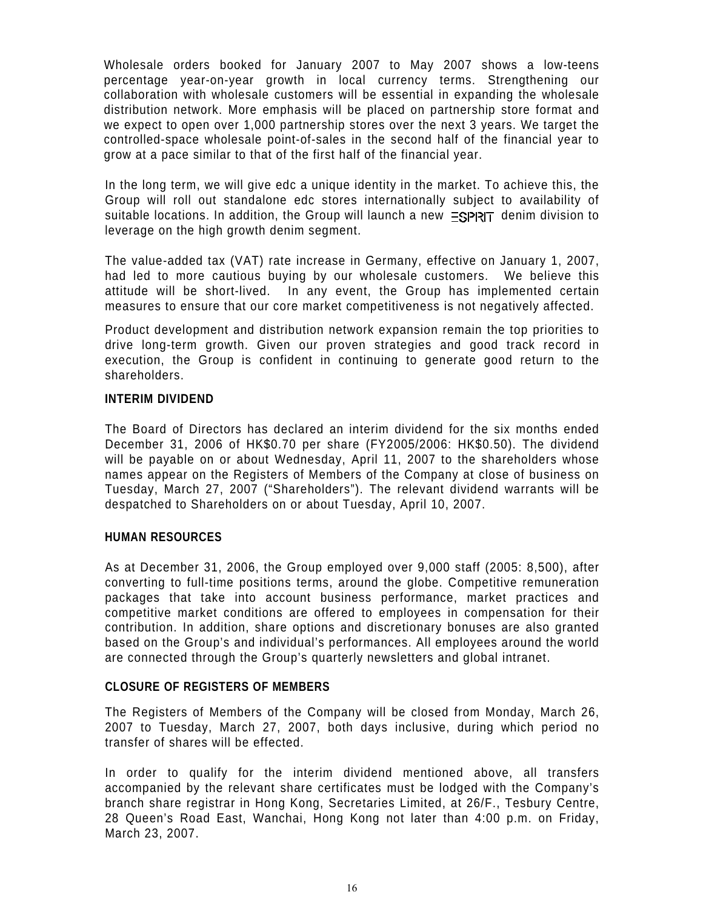Wholesale orders booked for January 2007 to May 2007 shows a low-teens percentage year-on-year growth in local currency terms. Strengthening our collaboration with wholesale customers will be essential in expanding the wholesale distribution network. More emphasis will be placed on partnership store format and we expect to open over 1,000 partnership stores over the next 3 years. We target the controlled-space wholesale point-of-sales in the second half of the financial year to grow at a pace similar to that of the first half of the financial year.

In the long term, we will give edc a unique identity in the market. To achieve this, the Group will roll out standalone edc stores internationally subject to availability of suitable locations. In addition, the Group will launch a new ESPRIT denim division to leverage on the high growth denim segment.

The value-added tax (VAT) rate increase in Germany, effective on January 1, 2007, had led to more cautious buying by our wholesale customers. We believe this attitude will be short-lived. In any event, the Group has implemented certain measures to ensure that our core market competitiveness is not negatively affected.

Product development and distribution network expansion remain the top priorities to drive long-term growth. Given our proven strategies and good track record in execution, the Group is confident in continuing to generate good return to the shareholders.

## INTERIM DIVIDEND

The Board of Directors has declared an interim dividend for the six months ended December 31, 2006 of HK$0.70 per share (FY2005/2006: HK$0.50). The dividend will be payable on or about Wednesday, April 11, 2007 to the shareholders whose names appear on the Registers of Members of the Company at close of business on Tuesday, March 27, 2007 ("Shareholders"). The relevant dividend warrants will be despatched to Shareholders on or about Tuesday, April 10, 2007.

## HUMAN RESOURCES

As at December 31, 2006, the Group employed over 9,000 staff (2005: 8,500), after converting to full-time positions terms, around the globe. Competitive remuneration packages that take into account business performance, market practices and competitive market conditions are offered to employees in compensation for their contribution. In addition, share options and discretionary bonuses are also granted based on the Group's and individual's performances. All employees around the world are connected through the Group's quarterly newsletters and global intranet.

## CLOSURE OF REGISTERS OF MEMBERS

The Registers of Members of the Company will be closed from Monday, March 26, 2007 to Tuesday, March 27, 2007, both days inclusive, during which period no transfer of shares will be effected.

In order to qualify for the interim dividend mentioned above, all transfers accompanied by the relevant share certificates must be lodged with the Company's branch share registrar in Hong Kong, Secretaries Limited, at 26/F., Tesbury Centre, 28 Queen's Road East, Wanchai, Hong Kong not later than 4:00 p.m. on Friday, March 23, 2007.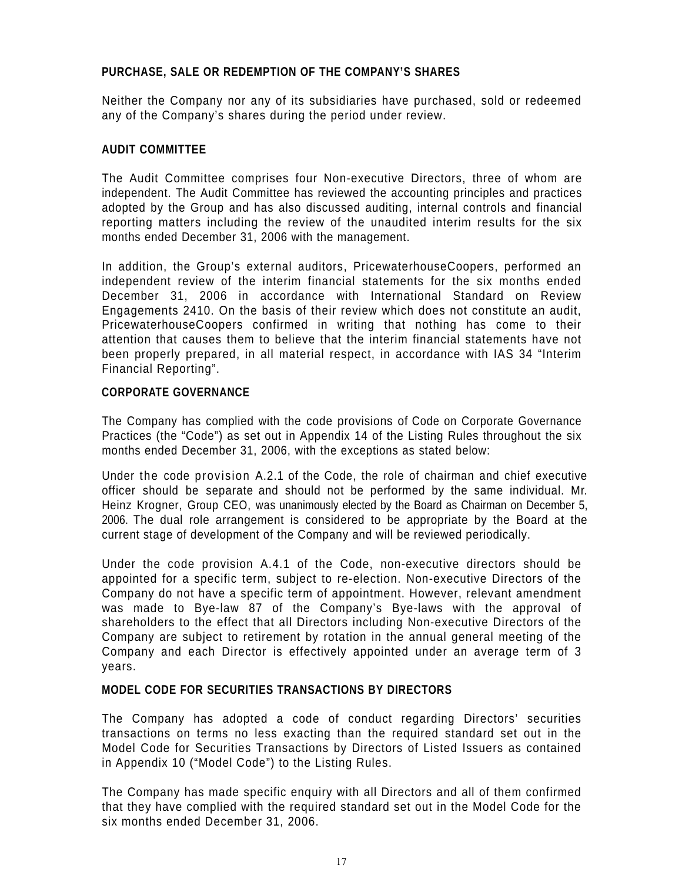## PURCHASE, SALE OR REDEMPTION OF THE COMPANY'S SHARES

Neither the Company nor any of its subsidiaries have purchased, sold or redeemed any of the Company's shares during the period under review.

## AUDIT COMMITTEE

The Audit Committee comprises four Non-executive Directors, three of whom are independent. The Audit Committee has reviewed the accounting principles and practices adopted by the Group and has also discussed auditing, internal controls and financial reporting matters including the review of the unaudited interim results for the six months ended December 31, 2006 with the management.

In addition, the Group's external auditors, PricewaterhouseCoopers, performed an independent review of the interim financial statements for the six months ended December 31, 2006 in accordance with International Standard on Review Engagements 2410. On the basis of their review which does not constitute an audit, PricewaterhouseCoopers confirmed in writing that nothing has come to their attention that causes them to believe that the interim financial statements have not been properly prepared, in all material respect, in accordance with IAS 34 "Interim Financial Reporting".

## CORPORATE GOVERNANCE

The Company has complied with the code provisions of Code on Corporate Governance Practices (the "Code") as set out in Appendix 14 of the Listing Rules throughout the six months ended December 31, 2006, with the exceptions as stated below:

Under the code provision A.2.1 of the Code, the role of chairman and chief executive officer should be separate and should not be performed by the same individual. Mr. Heinz Krogner, Group CEO, was unanimously elected by the Board as Chairman on December 5, 2006. The dual role arrangement is considered to be appropriate by the Board at the current stage of development of the Company and will be reviewed periodically.

Under the code provision A.4.1 of the Code, non-executive directors should be appointed for a specific term, subject to re-election. Non-executive Directors of the Company do not have a specific term of appointment. However, relevant amendment was made to Bye-law 87 of the Company's Bye-laws with the approval of shareholders to the effect that all Directors including Non-executive Directors of the Company are subject to retirement by rotation in the annual general meeting of the Company and each Director is effectively appointed under an average term of 3 years.

## MODEL CODE FOR SECURITIES TRANSACTIONS BY DIRECTORS

The Company has adopted a code of conduct regarding Directors' securities transactions on terms no less exacting than the required standard set out in the Model Code for Securities Transactions by Directors of Listed Issuers as contained in Appendix 10 ("Model Code") to the Listing Rules.

The Company has made specific enquiry with all Directors and all of them confirmed that they have complied with the required standard set out in the Model Code for the six months ended December 31, 2006.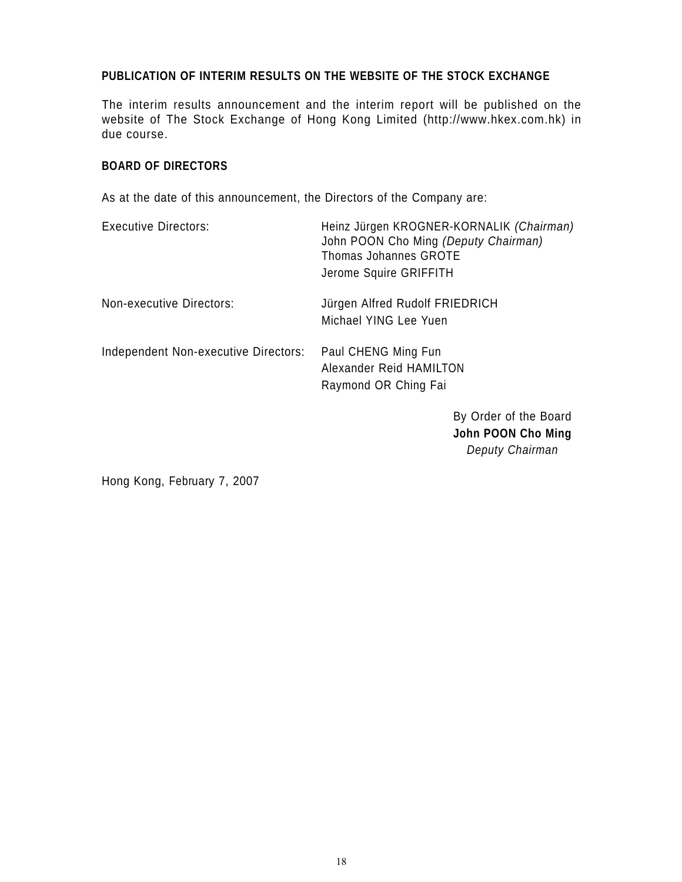**PUBLICATION OF INTERIM RESULTS ON THE WEBSITE OF THE STOCK EXCHANGE**

The interim results announcement and the interim report will be published on the website of The Stock Exchange of Hong Kong Limited (http://www.hkex.com.hk) in due course.

**BOARD OF DIRECTORS**

As at the date of this announcement, the Directors of the Company are:

| | |
|---|---|
| Executive Directors: | Heinz Jürgen KROGNER-KORNALIK *(Chairman)*<br>John POON Cho Ming *(Deputy Chairman)*<br>Thomas Johannes GROTE<br>Jerome Squire GRIFFITH |
| Non-executive Directors: | Jürgen Alfred Rudolf FRIEDRICH<br>Michael YING Lee Yuen |
| Independent Non-executive Directors: | Paul CHENG Ming Fun<br>Alexander Reid HAMILTON<br>Raymond OR Ching Fai |

By Order of the Board
**John POON Cho Ming**
*Deputy Chairman*

Hong Kong, February 7, 2007